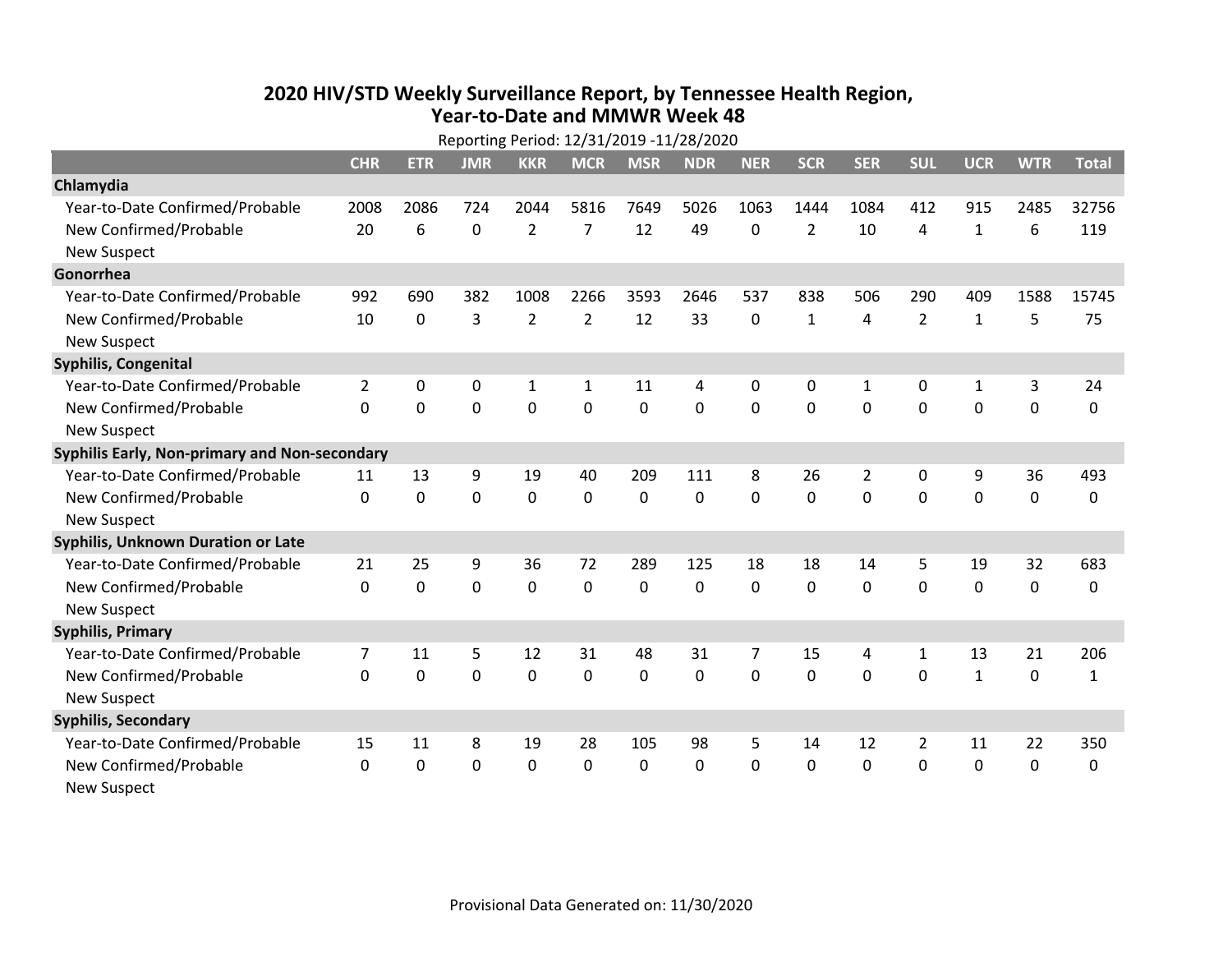# 2020 HIV/STD Weekly Surveillance Report, by Tennessee Health Region, Year-to-Date and MMWR Week 48

Reporting Period: 12/31/2019 -11/28/2020

| | CHR | ETR | JMR | KKR | MCR | MSR | NDR | NER | SCR | SER | SUL | UCR | WTR | Total |
|---|---|---|---|---|---|---|---|---|---|---|---|---|---|---|
| **Chlamydia** | | | | | | | | | | | | | | |
| Year-to-Date Confirmed/Probable | 2008 | 2086 | 724 | 2044 | 5816 | 7649 | 5026 | 1063 | 1444 | 1084 | 412 | 915 | 2485 | 32756 |
| New Confirmed/Probable | 20 | 6 | 0 | 2 | 7 | 12 | 49 | 0 | 2 | 10 | 4 | 1 | 6 | 119 |
| New Suspect | | | | | | | | | | | | | | |
| **Gonorrhea** | | | | | | | | | | | | | | |
| Year-to-Date Confirmed/Probable | 992 | 690 | 382 | 1008 | 2266 | 3593 | 2646 | 537 | 838 | 506 | 290 | 409 | 1588 | 15745 |
| New Confirmed/Probable | 10 | 0 | 3 | 2 | 2 | 12 | 33 | 0 | 1 | 4 | 2 | 1 | 5 | 75 |
| New Suspect | | | | | | | | | | | | | | |
| **Syphilis, Congenital** | | | | | | | | | | | | | | |
| Year-to-Date Confirmed/Probable | 2 | 0 | 0 | 1 | 1 | 11 | 4 | 0 | 0 | 1 | 0 | 1 | 3 | 24 |
| New Confirmed/Probable | 0 | 0 | 0 | 0 | 0 | 0 | 0 | 0 | 0 | 0 | 0 | 0 | 0 | 0 |
| New Suspect | | | | | | | | | | | | | | |
| **Syphilis Early, Non-primary and Non-secondary** | | | | | | | | | | | | | | |
| Year-to-Date Confirmed/Probable | 11 | 13 | 9 | 19 | 40 | 209 | 111 | 8 | 26 | 2 | 0 | 9 | 36 | 493 |
| New Confirmed/Probable | 0 | 0 | 0 | 0 | 0 | 0 | 0 | 0 | 0 | 0 | 0 | 0 | 0 | 0 |
| New Suspect | | | | | | | | | | | | | | |
| **Syphilis, Unknown Duration or Late** | | | | | | | | | | | | | | |
| Year-to-Date Confirmed/Probable | 21 | 25 | 9 | 36 | 72 | 289 | 125 | 18 | 18 | 14 | 5 | 19 | 32 | 683 |
| New Confirmed/Probable | 0 | 0 | 0 | 0 | 0 | 0 | 0 | 0 | 0 | 0 | 0 | 0 | 0 | 0 |
| New Suspect | | | | | | | | | | | | | | |
| **Syphilis, Primary** | | | | | | | | | | | | | | |
| Year-to-Date Confirmed/Probable | 7 | 11 | 5 | 12 | 31 | 48 | 31 | 7 | 15 | 4 | 1 | 13 | 21 | 206 |
| New Confirmed/Probable | 0 | 0 | 0 | 0 | 0 | 0 | 0 | 0 | 0 | 0 | 0 | 1 | 0 | 1 |
| New Suspect | | | | | | | | | | | | | | |
| **Syphilis, Secondary** | | | | | | | | | | | | | | |
| Year-to-Date Confirmed/Probable | 15 | 11 | 8 | 19 | 28 | 105 | 98 | 5 | 14 | 12 | 2 | 11 | 22 | 350 |
| New Confirmed/Probable | 0 | 0 | 0 | 0 | 0 | 0 | 0 | 0 | 0 | 0 | 0 | 0 | 0 | 0 |
| New Suspect | | | | | | | | | | | | | | |

Provisional Data Generated on: 11/30/2020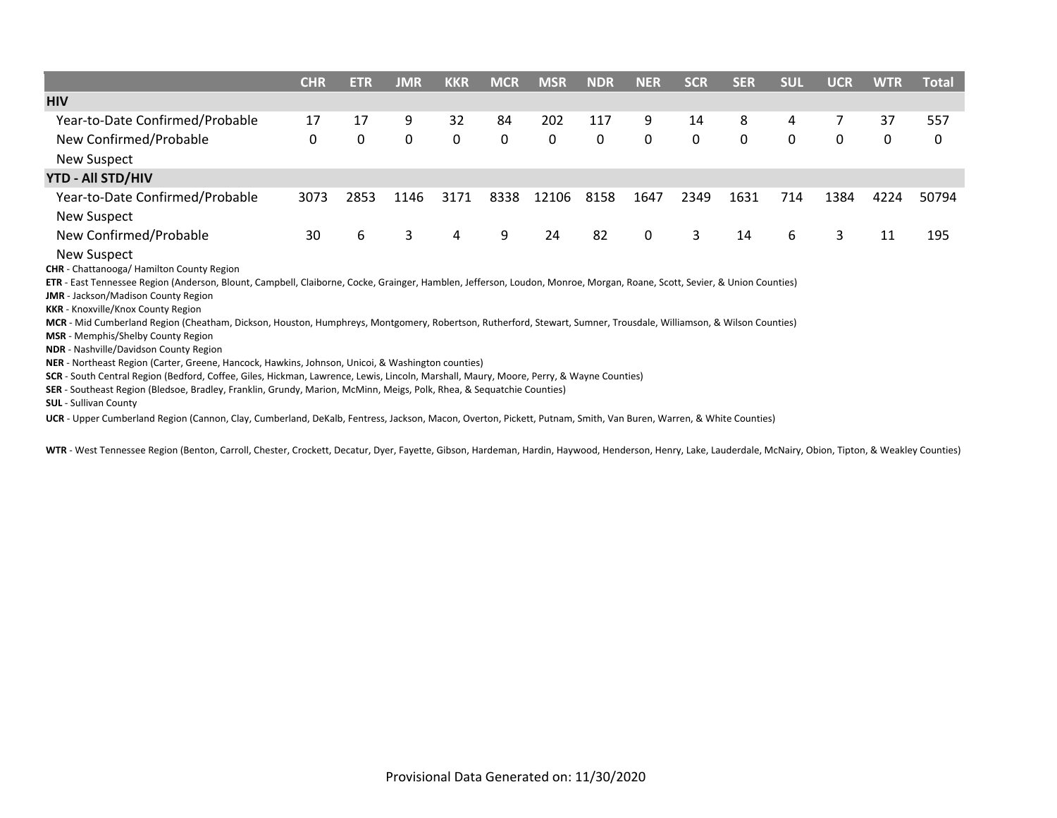| | CHR | ETR | JMR | KKR | MCR | MSR | NDR | NER | SCR | SER | SUL | UCR | WTR | Total |
|---|---|---|---|---|---|---|---|---|---|---|---|---|---|---|
| **HIV** | | | | | | | | | | | | | | |
| Year-to-Date Confirmed/Probable | 17 | 17 | 9 | 32 | 84 | 202 | 117 | 9 | 14 | 8 | 4 | 7 | 37 | 557 |
| New Confirmed/Probable | 0 | 0 | 0 | 0 | 0 | 0 | 0 | 0 | 0 | 0 | 0 | 0 | 0 | 0 |
| New Suspect | | | | | | | | | | | | | | |
| **YTD - All STD/HIV** | | | | | | | | | | | | | | |
| Year-to-Date Confirmed/Probable | 3073 | 2853 | 1146 | 3171 | 8338 | 12106 | 8158 | 1647 | 2349 | 1631 | 714 | 1384 | 4224 | 50794 |
| New Suspect | | | | | | | | | | | | | | |
| New Confirmed/Probable | 30 | 6 | 3 | 4 | 9 | 24 | 82 | 0 | 3 | 14 | 6 | 3 | 11 | 195 |
| New Suspect | | | | | | | | | | | | | | |

**CHR** - Chattanooga/ Hamilton County Region

**ETR** - East Tennessee Region (Anderson, Blount, Campbell, Claiborne, Cocke, Grainger, Hamblen, Jefferson, Loudon, Monroe, Morgan, Roane, Scott, Sevier, & Union Counties)

**JMR** - Jackson/Madison County Region

**KKR** - Knoxville/Knox County Region

**MCR** - Mid Cumberland Region (Cheatham, Dickson, Houston, Humphreys, Montgomery, Robertson, Rutherford, Stewart, Sumner, Trousdale, Williamson, & Wilson Counties)

**MSR** - Memphis/Shelby County Region

**NDR** - Nashville/Davidson County Region

**NER** - Northeast Region (Carter, Greene, Hancock, Hawkins, Johnson, Unicoi, & Washington counties)

**SCR** - South Central Region (Bedford, Coffee, Giles, Hickman, Lawrence, Lewis, Lincoln, Marshall, Maury, Moore, Perry, & Wayne Counties)

**SER** - Southeast Region (Bledsoe, Bradley, Franklin, Grundy, Marion, McMinn, Meigs, Polk, Rhea, & Sequatchie Counties)

**SUL** - Sullivan County

**UCR** - Upper Cumberland Region (Cannon, Clay, Cumberland, DeKalb, Fentress, Jackson, Macon, Overton, Pickett, Putnam, Smith, Van Buren, Warren, & White Counties)

**WTR** - West Tennessee Region (Benton, Carroll, Chester, Crockett, Decatur, Dyer, Fayette, Gibson, Hardeman, Hardin, Haywood, Henderson, Henry, Lake, Lauderdale, McNairy, Obion, Tipton, & Weakley Counties)

Provisional Data Generated on: 11/30/2020